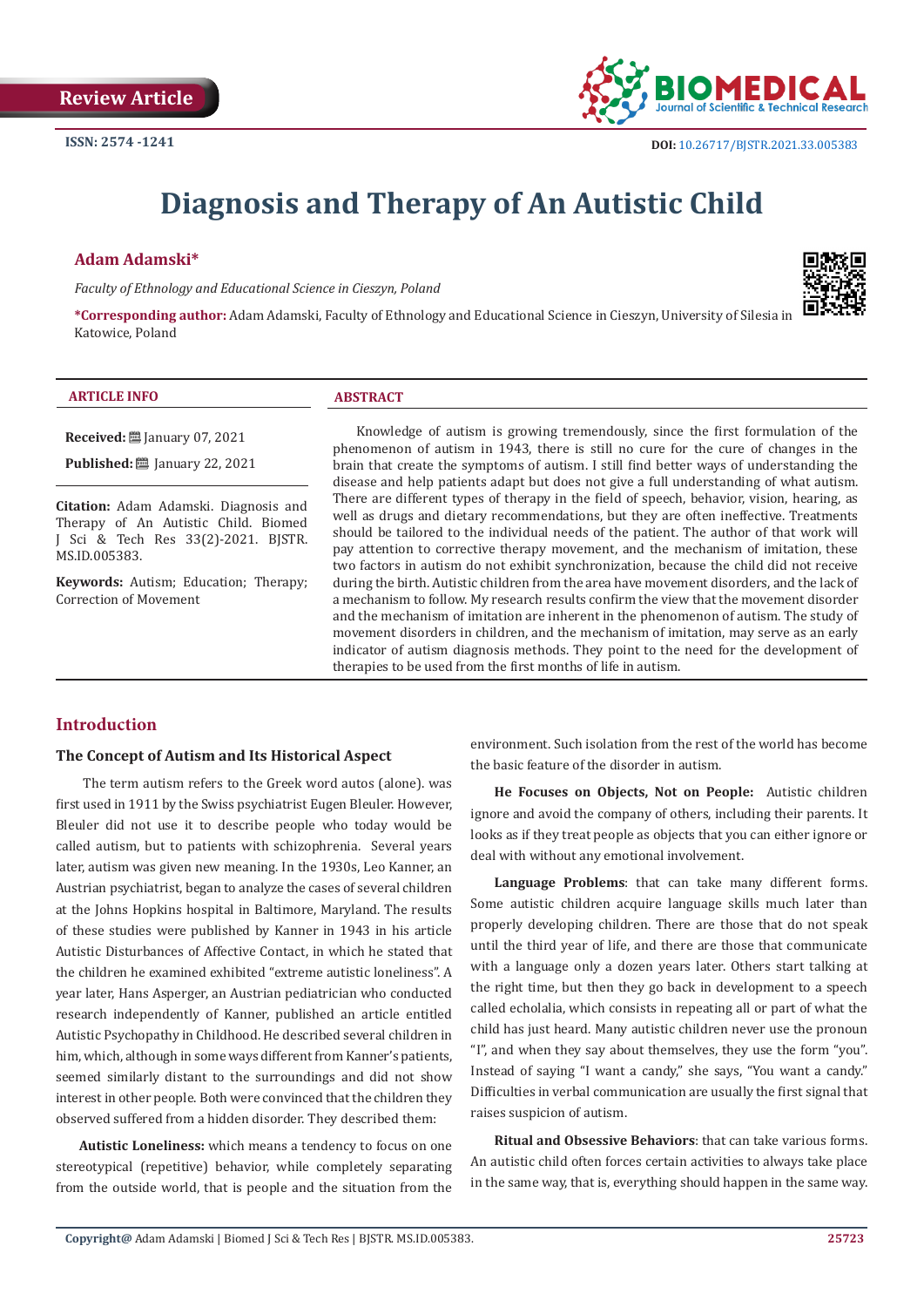Review Article

ISSN: 2574 -1241

DOI: 10.26717/BJSTR.2021.33.005383

# Diagnosis and Therapy of An Autistic Child

**Adam Adamski***

*Faculty of Ethnology and Educational Science in Cieszyn, Poland*

***Corresponding author:** Adam Adamski, Faculty of Ethnology and Educational Science in Cieszyn, University of Silesia in Katowice, Poland

**ARTICLE INFO**

**Received:** January 07, 2021

**Published:** January 22, 2021

**Citation:** Adam Adamski. Diagnosis and Therapy of An Autistic Child. Biomed J Sci & Tech Res 33(2)-2021. BJSTR. MS.ID.005383.

**Keywords:** Autism; Education; Therapy; Correction of Movement

**ABSTRACT**

Knowledge of autism is growing tremendously, since the first formulation of the phenomenon of autism in 1943, there is still no cure for the cure of changes in the brain that create the symptoms of autism. I still find better ways of understanding the disease and help patients adapt but does not give a full understanding of what autism. There are different types of therapy in the field of speech, behavior, vision, hearing, as well as drugs and dietary recommendations, but they are often ineffective. Treatments should be tailored to the individual needs of the patient. The author of that work will pay attention to corrective therapy movement, and the mechanism of imitation, these two factors in autism do not exhibit synchronization, because the child did not receive during the birth. Autistic children from the area have movement disorders, and the lack of a mechanism to follow. My research results confirm the view that the movement disorder and the mechanism of imitation are inherent in the phenomenon of autism. The study of movement disorders in children, and the mechanism of imitation, may serve as an early indicator of autism diagnosis methods. They point to the need for the development of therapies to be used from the first months of life in autism.

## Introduction

### The Concept of Autism and Its Historical Aspect

The term autism refers to the Greek word autos (alone). was first used in 1911 by the Swiss psychiatrist Eugen Bleuler. However, Bleuler did not use it to describe people who today would be called autism, but to patients with schizophrenia. Several years later, autism was given new meaning. In the 1930s, Leo Kanner, an Austrian psychiatrist, began to analyze the cases of several children at the Johns Hopkins hospital in Baltimore, Maryland. The results of these studies were published by Kanner in 1943 in his article Autistic Disturbances of Affective Contact, in which he stated that the children he examined exhibited "extreme autistic loneliness". A year later, Hans Asperger, an Austrian pediatrician who conducted research independently of Kanner, published an article entitled Autistic Psychopathy in Childhood. He described several children in him, which, although in some ways different from Kanner's patients, seemed similarly distant to the surroundings and did not show interest in other people. Both were convinced that the children they observed suffered from a hidden disorder. They described them:

**Autistic Loneliness:** which means a tendency to focus on one stereotypical (repetitive) behavior, while completely separating from the outside world, that is people and the situation from the environment. Such isolation from the rest of the world has become the basic feature of the disorder in autism.

**He Focuses on Objects, Not on People:** Autistic children ignore and avoid the company of others, including their parents. It looks as if they treat people as objects that you can either ignore or deal with without any emotional involvement.

**Language Problems**: that can take many different forms. Some autistic children acquire language skills much later than properly developing children. There are those that do not speak until the third year of life, and there are those that communicate with a language only a dozen years later. Others start talking at the right time, but then they go back in development to a speech called echolalia, which consists in repeating all or part of what the child has just heard. Many autistic children never use the pronoun "I", and when they say about themselves, they use the form "you". Instead of saying "I want a candy," she says, "You want a candy." Difficulties in verbal communication are usually the first signal that raises suspicion of autism.

**Ritual and Obsessive Behaviors**: that can take various forms. An autistic child often forces certain activities to always take place in the same way, that is, everything should happen in the same way.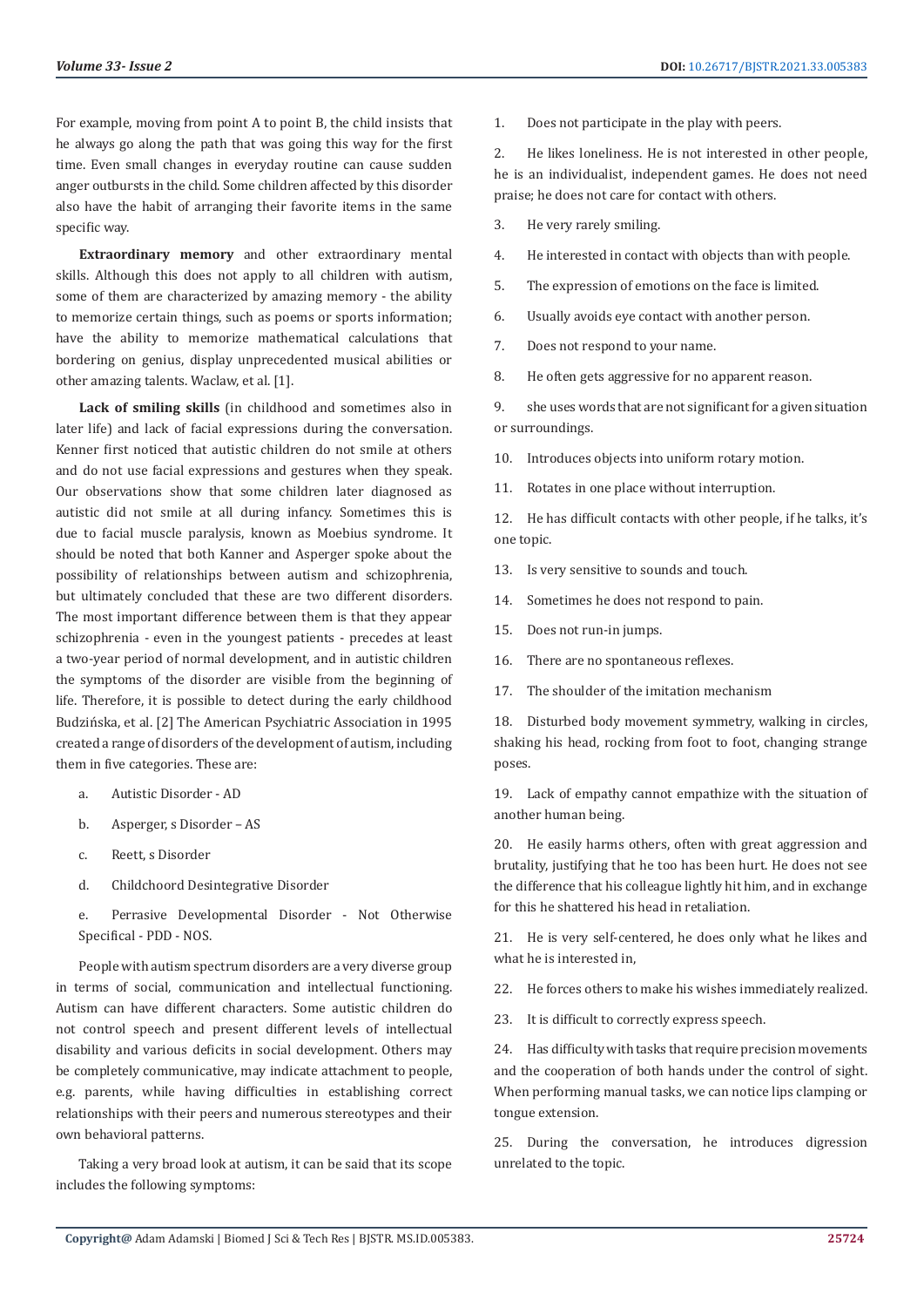For example, moving from point A to point B, the child insists that he always go along the path that was going this way for the first time. Even small changes in everyday routine can cause sudden anger outbursts in the child. Some children affected by this disorder also have the habit of arranging their favorite items in the same specific way.

**Extraordinary memory** and other extraordinary mental skills. Although this does not apply to all children with autism, some of them are characterized by amazing memory - the ability to memorize certain things, such as poems or sports information; have the ability to memorize mathematical calculations that bordering on genius, display unprecedented musical abilities or other amazing talents. Waclaw, et al. [1].

**Lack of smiling skills** (in childhood and sometimes also in later life) and lack of facial expressions during the conversation. Kenner first noticed that autistic children do not smile at others and do not use facial expressions and gestures when they speak. Our observations show that some children later diagnosed as autistic did not smile at all during infancy. Sometimes this is due to facial muscle paralysis, known as Moebius syndrome. It should be noted that both Kanner and Asperger spoke about the possibility of relationships between autism and schizophrenia, but ultimately concluded that these are two different disorders. The most important difference between them is that they appear schizophrenia - even in the youngest patients - precedes at least a two-year period of normal development, and in autistic children the symptoms of the disorder are visible from the beginning of life. Therefore, it is possible to detect during the early childhood Budzińska, et al. [2] The American Psychiatric Association in 1995 created a range of disorders of the development of autism, including them in five categories. These are:

a. Autistic Disorder - AD

b. Asperger, s Disorder – AS

c. Reett, s Disorder

d. Childchoord Desintegrative Disorder

e. Perrasive Developmental Disorder - Not Otherwise Specifical - PDD - NOS.

People with autism spectrum disorders are a very diverse group in terms of social, communication and intellectual functioning. Autism can have different characters. Some autistic children do not control speech and present different levels of intellectual disability and various deficits in social development. Others may be completely communicative, may indicate attachment to people, e.g. parents, while having difficulties in establishing correct relationships with their peers and numerous stereotypes and their own behavioral patterns.

Taking a very broad look at autism, it can be said that its scope includes the following symptoms:

1. Does not participate in the play with peers.

2. He likes loneliness. He is not interested in other people, he is an individualist, independent games. He does not need praise; he does not care for contact with others.

3. He very rarely smiling.

4. He interested in contact with objects than with people.

5. The expression of emotions on the face is limited.

6. Usually avoids eye contact with another person.

7. Does not respond to your name.

8. He often gets aggressive for no apparent reason.

9. she uses words that are not significant for a given situation or surroundings.

10. Introduces objects into uniform rotary motion.

11. Rotates in one place without interruption.

12. He has difficult contacts with other people, if he talks, it's one topic.

13. Is very sensitive to sounds and touch.

14. Sometimes he does not respond to pain.

15. Does not run-in jumps.

16. There are no spontaneous reflexes.

17. The shoulder of the imitation mechanism

18. Disturbed body movement symmetry, walking in circles, shaking his head, rocking from foot to foot, changing strange poses.

19. Lack of empathy cannot empathize with the situation of another human being.

20. He easily harms others, often with great aggression and brutality, justifying that he too has been hurt. He does not see the difference that his colleague lightly hit him, and in exchange for this he shattered his head in retaliation.

21. He is very self-centered, he does only what he likes and what he is interested in,

22. He forces others to make his wishes immediately realized.

23. It is difficult to correctly express speech.

24. Has difficulty with tasks that require precision movements and the cooperation of both hands under the control of sight. When performing manual tasks, we can notice lips clamping or tongue extension.

25. During the conversation, he introduces digression unrelated to the topic.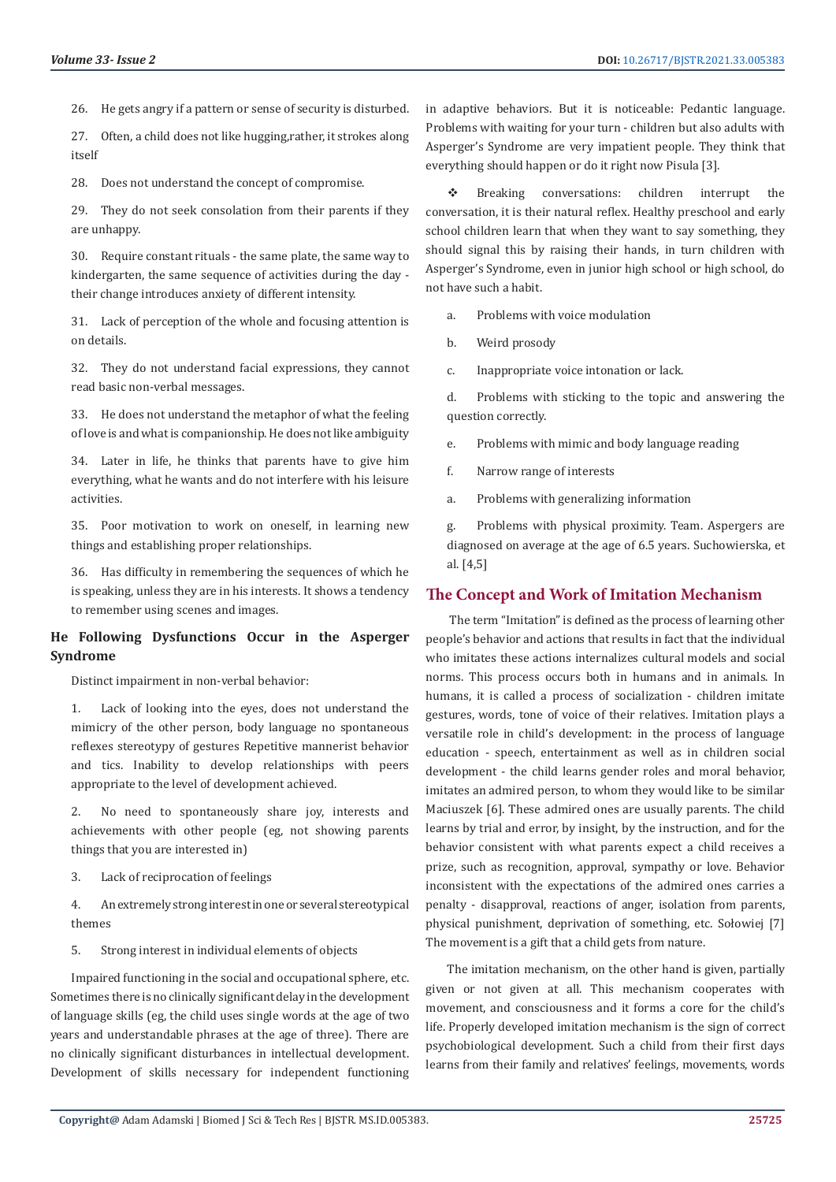26. He gets angry if a pattern or sense of security is disturbed.

27. Often, a child does not like hugging,rather, it strokes along itself

28. Does not understand the concept of compromise.

29. They do not seek consolation from their parents if they are unhappy.

30. Require constant rituals - the same plate, the same way to kindergarten, the same sequence of activities during the day - their change introduces anxiety of different intensity.

31. Lack of perception of the whole and focusing attention is on details.

32. They do not understand facial expressions, they cannot read basic non-verbal messages.

33. He does not understand the metaphor of what the feeling of love is and what is companionship. He does not like ambiguity

34. Later in life, he thinks that parents have to give him everything, what he wants and do not interfere with his leisure activities.

35. Poor motivation to work on oneself, in learning new things and establishing proper relationships.

36. Has difficulty in remembering the sequences of which he is speaking, unless they are in his interests. It shows a tendency to remember using scenes and images.

### He Following Dysfunctions Occur in the Asperger Syndrome

Distinct impairment in non-verbal behavior:

1. Lack of looking into the eyes, does not understand the mimicry of the other person, body language no spontaneous reflexes stereotypy of gestures Repetitive mannerist behavior and tics. Inability to develop relationships with peers appropriate to the level of development achieved.

2. No need to spontaneously share joy, interests and achievements with other people (eg, not showing parents things that you are interested in)

3. Lack of reciprocation of feelings

4. An extremely strong interest in one or several stereotypical themes

5. Strong interest in individual elements of objects

Impaired functioning in the social and occupational sphere, etc. Sometimes there is no clinically significant delay in the development of language skills (eg, the child uses single words at the age of two years and understandable phrases at the age of three). There are no clinically significant disturbances in intellectual development. Development of skills necessary for independent functioning in adaptive behaviors. But it is noticeable: Pedantic language. Problems with waiting for your turn - children but also adults with Asperger's Syndrome are very impatient people. They think that everything should happen or do it right now Pisula [3].

❖ Breaking conversations: children interrupt the conversation, it is their natural reflex. Healthy preschool and early school children learn that when they want to say something, they should signal this by raising their hands, in turn children with Asperger's Syndrome, even in junior high school or high school, do not have such a habit.

a. Problems with voice modulation

b. Weird prosody

c. Inappropriate voice intonation or lack.

d. Problems with sticking to the topic and answering the question correctly.

e. Problems with mimic and body language reading

f. Narrow range of interests

a. Problems with generalizing information

g. Problems with physical proximity. Team. Aspergers are diagnosed on average at the age of 6.5 years. Suchowierska, et al. [4,5]

## The Concept and Work of Imitation Mechanism

The term "Imitation" is defined as the process of learning other people's behavior and actions that results in fact that the individual who imitates these actions internalizes cultural models and social norms. This process occurs both in humans and in animals. In humans, it is called a process of socialization - children imitate gestures, words, tone of voice of their relatives. Imitation plays a versatile role in child's development: in the process of language education - speech, entertainment as well as in children social development - the child learns gender roles and moral behavior, imitates an admired person, to whom they would like to be similar Maciuszek [6]. These admired ones are usually parents. The child learns by trial and error, by insight, by the instruction, and for the behavior consistent with what parents expect a child receives a prize, such as recognition, approval, sympathy or love. Behavior inconsistent with the expectations of the admired ones carries a penalty - disapproval, reactions of anger, isolation from parents, physical punishment, deprivation of something, etc. Sołowiej [7] The movement is a gift that a child gets from nature.

The imitation mechanism, on the other hand is given, partially given or not given at all. This mechanism cooperates with movement, and consciousness and it forms a core for the child's life. Properly developed imitation mechanism is the sign of correct psychobiological development. Such a child from their first days learns from their family and relatives' feelings, movements, words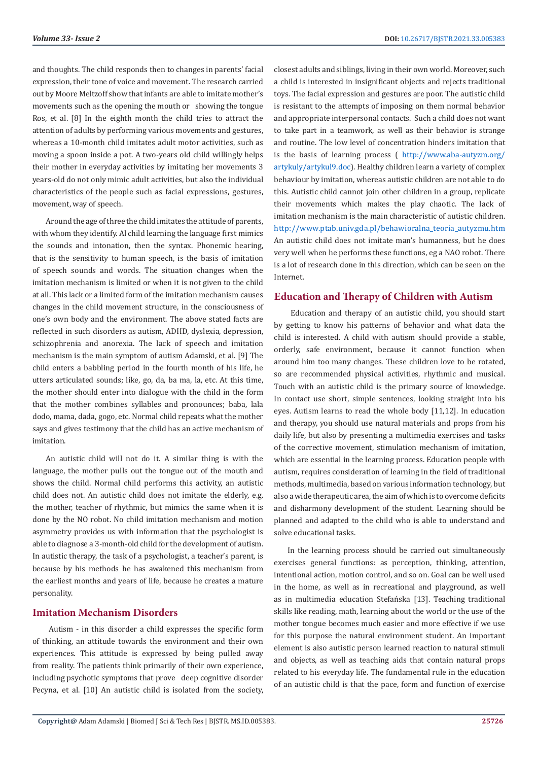and thoughts. The child responds then to changes in parents' facial expression, their tone of voice and movement. The research carried out by Moore Meltzoff show that infants are able to imitate mother's movements such as the opening the mouth or showing the tongue Ros, et al. [8] In the eighth month the child tries to attract the attention of adults by performing various movements and gestures, whereas a 10-month child imitates adult motor activities, such as moving a spoon inside a pot. A two-years old child willingly helps their mother in everyday activities by imitating her movements 3 years-old do not only mimic adult activities, but also the individual characteristics of the people such as facial expressions, gestures, movement, way of speech.

Around the age of three the child imitates the attitude of parents, with whom they identify. Al child learning the language first mimics the sounds and intonation, then the syntax. Phonemic hearing, that is the sensitivity to human speech, is the basis of imitation of speech sounds and words. The situation changes when the imitation mechanism is limited or when it is not given to the child at all. This lack or a limited form of the imitation mechanism causes changes in the child movement structure, in the consciousness of one's own body and the environment. The above stated facts are reflected in such disorders as autism, ADHD, dyslexia, depression, schizophrenia and anorexia. The lack of speech and imitation mechanism is the main symptom of autism Adamski, et al. [9] The child enters a babbling period in the fourth month of his life, he utters articulated sounds; like, go, da, ba ma, la, etc. At this time, the mother should enter into dialogue with the child in the form that the mother combines syllables and pronounces; baba, lala dodo, mama, dada, gogo, etc. Normal child repeats what the mother says and gives testimony that the child has an active mechanism of imitation.

An autistic child will not do it. A similar thing is with the language, the mother pulls out the tongue out of the mouth and shows the child. Normal child performs this activity, an autistic child does not. An autistic child does not imitate the elderly, e.g. the mother, teacher of rhythmic, but mimics the same when it is done by the NO robot. No child imitation mechanism and motion asymmetry provides us with information that the psychologist is able to diagnose a 3-month-old child for the development of autism. In autistic therapy, the task of a psychologist, a teacher's parent, is because by his methods he has awakened this mechanism from the earliest months and years of life, because he creates a mature personality.

## Imitation Mechanism Disorders

Autism - in this disorder a child expresses the specific form of thinking, an attitude towards the environment and their own experiences. This attitude is expressed by being pulled away from reality. The patients think primarily of their own experience, including psychotic symptoms that prove deep cognitive disorder Pecyna, et al. [10] An autistic child is isolated from the society, closest adults and siblings, living in their own world. Moreover, such a child is interested in insignificant objects and rejects traditional toys. The facial expression and gestures are poor. The autistic child is resistant to the attempts of imposing on them normal behavior and appropriate interpersonal contacts. Such a child does not want to take part in a teamwork, as well as their behavior is strange and routine. The low level of concentration hinders imitation that is the basis of learning process ( http://www.aba-autyzm.org/artykuly/artykul9.doc). Healthy children learn a variety of complex behaviour by imitation, whereas autistic children are not able to do this. Autistic child cannot join other children in a group, replicate their movements which makes the play chaotic. The lack of imitation mechanism is the main characteristic of autistic children. http://www.ptab.univ.gda.pl/behawioralna_teoria_autyzmu.htm An autistic child does not imitate man's humanness, but he does very well when he performs these functions, eg a NAO robot. There is a lot of research done in this direction, which can be seen on the Internet.

## Education and Therapy of Children with Autism

Education and therapy of an autistic child, you should start by getting to know his patterns of behavior and what data the child is interested. A child with autism should provide a stable, orderly, safe environment, because it cannot function when around him too many changes. These children love to be rotated, so are recommended physical activities, rhythmic and musical. Touch with an autistic child is the primary source of knowledge. In contact use short, simple sentences, looking straight into his eyes. Autism learns to read the whole body [11,12]. In education and therapy, you should use natural materials and props from his daily life, but also by presenting a multimedia exercises and tasks of the corrective movement, stimulation mechanism of imitation, which are essential in the learning process. Education people with autism, requires consideration of learning in the field of traditional methods, multimedia, based on various information technology, but also a wide therapeutic area, the aim of which is to overcome deficits and disharmony development of the student. Learning should be planned and adapted to the child who is able to understand and solve educational tasks.

In the learning process should be carried out simultaneously exercises general functions: as perception, thinking, attention, intentional action, motion control, and so on. Goal can be well used in the home, as well as in recreational and playground, as well as in multimedia education Stefańska [13]. Teaching traditional skills like reading, math, learning about the world or the use of the mother tongue becomes much easier and more effective if we use for this purpose the natural environment student. An important element is also autistic person learned reaction to natural stimuli and objects, as well as teaching aids that contain natural props related to his everyday life. The fundamental rule in the education of an autistic child is that the pace, form and function of exercise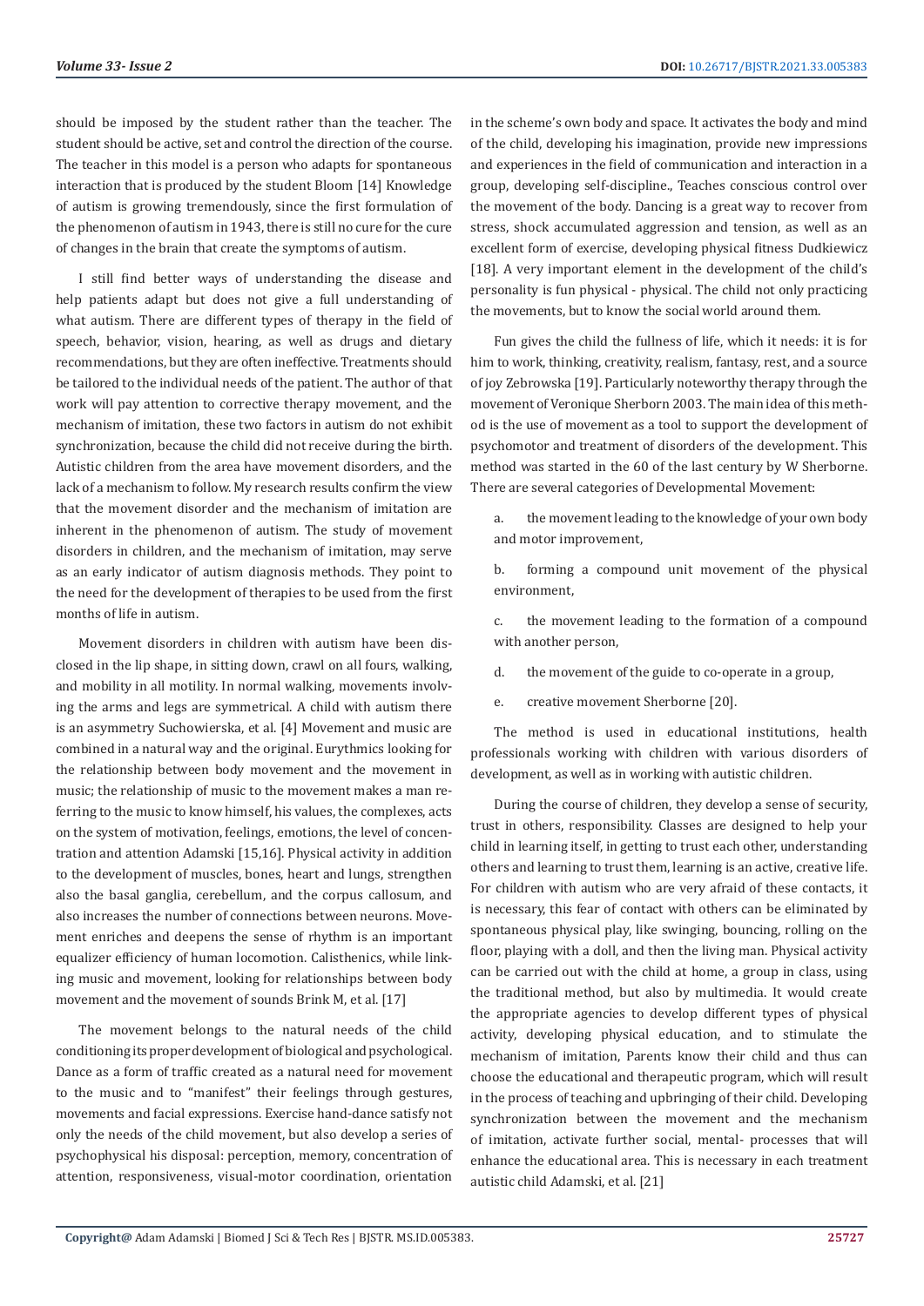should be imposed by the student rather than the teacher. The student should be active, set and control the direction of the course. The teacher in this model is a person who adapts for spontaneous interaction that is produced by the student Bloom [14] Knowledge of autism is growing tremendously, since the first formulation of the phenomenon of autism in 1943, there is still no cure for the cure of changes in the brain that create the symptoms of autism.

I still find better ways of understanding the disease and help patients adapt but does not give a full understanding of what autism. There are different types of therapy in the field of speech, behavior, vision, hearing, as well as drugs and dietary recommendations, but they are often ineffective. Treatments should be tailored to the individual needs of the patient. The author of that work will pay attention to corrective therapy movement, and the mechanism of imitation, these two factors in autism do not exhibit synchronization, because the child did not receive during the birth. Autistic children from the area have movement disorders, and the lack of a mechanism to follow. My research results confirm the view that the movement disorder and the mechanism of imitation are inherent in the phenomenon of autism. The study of movement disorders in children, and the mechanism of imitation, may serve as an early indicator of autism diagnosis methods. They point to the need for the development of therapies to be used from the first months of life in autism.

Movement disorders in children with autism have been disclosed in the lip shape, in sitting down, crawl on all fours, walking, and mobility in all motility. In normal walking, movements involving the arms and legs are symmetrical. A child with autism there is an asymmetry Suchowierska, et al. [4] Movement and music are combined in a natural way and the original. Eurythmics looking for the relationship between body movement and the movement in music; the relationship of music to the movement makes a man referring to the music to know himself, his values, the complexes, acts on the system of motivation, feelings, emotions, the level of concentration and attention Adamski [15,16]. Physical activity in addition to the development of muscles, bones, heart and lungs, strengthen also the basal ganglia, cerebellum, and the corpus callosum, and also increases the number of connections between neurons. Movement enriches and deepens the sense of rhythm is an important equalizer efficiency of human locomotion. Calisthenics, while linking music and movement, looking for relationships between body movement and the movement of sounds Brink M, et al. [17]

The movement belongs to the natural needs of the child conditioning its proper development of biological and psychological. Dance as a form of traffic created as a natural need for movement to the music and to "manifest" their feelings through gestures, movements and facial expressions. Exercise hand-dance satisfy not only the needs of the child movement, but also develop a series of psychophysical his disposal: perception, memory, concentration of attention, responsiveness, visual-motor coordination, orientation in the scheme's own body and space. It activates the body and mind of the child, developing his imagination, provide new impressions and experiences in the field of communication and interaction in a group, developing self-discipline., Teaches conscious control over the movement of the body. Dancing is a great way to recover from stress, shock accumulated aggression and tension, as well as an excellent form of exercise, developing physical fitness Dudkiewicz [18]. A very important element in the development of the child's personality is fun physical - physical. The child not only practicing the movements, but to know the social world around them.

Fun gives the child the fullness of life, which it needs: it is for him to work, thinking, creativity, realism, fantasy, rest, and a source of joy Zebrowska [19]. Particularly noteworthy therapy through the movement of Veronique Sherborn 2003. The main idea of this method is the use of movement as a tool to support the development of psychomotor and treatment of disorders of the development. This method was started in the 60 of the last century by W Sherborne. There are several categories of Developmental Movement:

a. the movement leading to the knowledge of your own body and motor improvement,

b. forming a compound unit movement of the physical environment,

c. the movement leading to the formation of a compound with another person,

d. the movement of the guide to co-operate in a group,

e. creative movement Sherborne [20].

The method is used in educational institutions, health professionals working with children with various disorders of development, as well as in working with autistic children.

During the course of children, they develop a sense of security, trust in others, responsibility. Classes are designed to help your child in learning itself, in getting to trust each other, understanding others and learning to trust them, learning is an active, creative life. For children with autism who are very afraid of these contacts, it is necessary, this fear of contact with others can be eliminated by spontaneous physical play, like swinging, bouncing, rolling on the floor, playing with a doll, and then the living man. Physical activity can be carried out with the child at home, a group in class, using the traditional method, but also by multimedia. It would create the appropriate agencies to develop different types of physical activity, developing physical education, and to stimulate the mechanism of imitation, Parents know their child and thus can choose the educational and therapeutic program, which will result in the process of teaching and upbringing of their child. Developing synchronization between the movement and the mechanism of imitation, activate further social, mental- processes that will enhance the educational area. This is necessary in each treatment autistic child Adamski, et al. [21]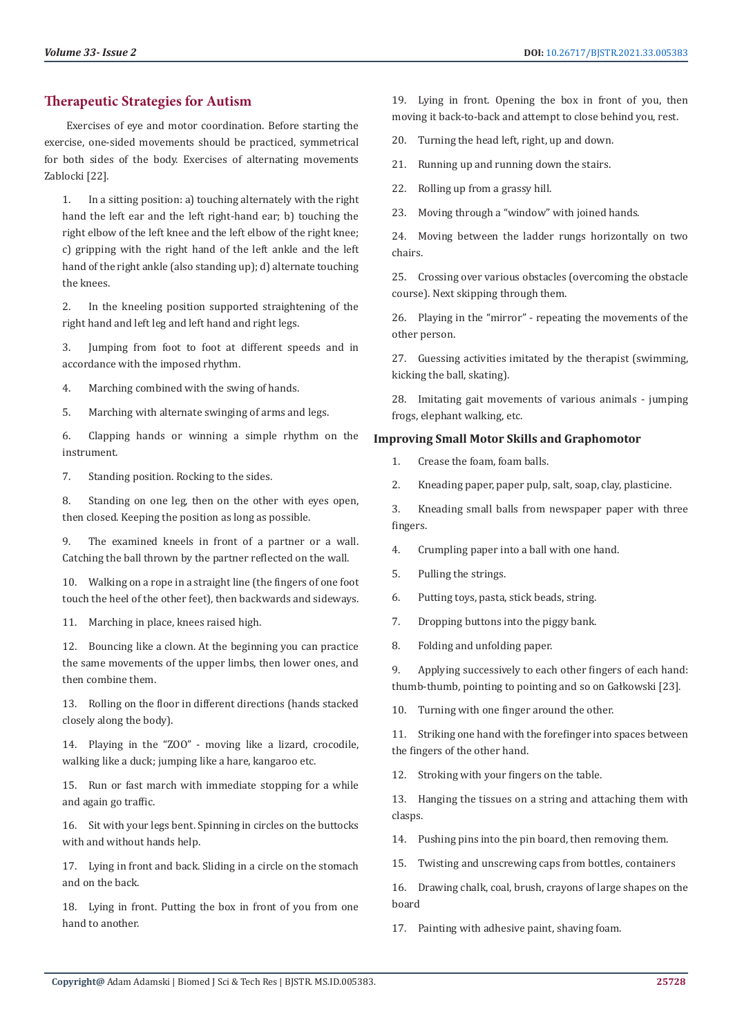## Therapeutic Strategies for Autism

Exercises of eye and motor coordination. Before starting the exercise, one-sided movements should be practiced, symmetrical for both sides of the body. Exercises of alternating movements Zablocki [22].

1. In a sitting position: a) touching alternately with the right hand the left ear and the left right-hand ear; b) touching the right elbow of the left knee and the left elbow of the right knee; c) gripping with the right hand of the left ankle and the left hand of the right ankle (also standing up); d) alternate touching the knees.
2. In the kneeling position supported straightening of the right hand and left leg and left hand and right legs.
3. Jumping from foot to foot at different speeds and in accordance with the imposed rhythm.
4. Marching combined with the swing of hands.
5. Marching with alternate swinging of arms and legs.
6. Clapping hands or winning a simple rhythm on the instrument.
7. Standing position. Rocking to the sides.
8. Standing on one leg, then on the other with eyes open, then closed. Keeping the position as long as possible.
9. The examined kneels in front of a partner or a wall. Catching the ball thrown by the partner reflected on the wall.
10. Walking on a rope in a straight line (the fingers of one foot touch the heel of the other feet), then backwards and sideways.
11. Marching in place, knees raised high.
12. Bouncing like a clown. At the beginning you can practice the same movements of the upper limbs, then lower ones, and then combine them.
13. Rolling on the floor in different directions (hands stacked closely along the body).
14. Playing in the "ZOO" - moving like a lizard, crocodile, walking like a duck; jumping like a hare, kangaroo etc.
15. Run or fast march with immediate stopping for a while and again go traffic.
16. Sit with your legs bent. Spinning in circles on the buttocks with and without hands help.
17. Lying in front and back. Sliding in a circle on the stomach and on the back.
18. Lying in front. Putting the box in front of you from one hand to another.
19. Lying in front. Opening the box in front of you, then moving it back-to-back and attempt to close behind you, rest.
20. Turning the head left, right, up and down.
21. Running up and running down the stairs.
22. Rolling up from a grassy hill.
23. Moving through a "window" with joined hands.
24. Moving between the ladder rungs horizontally on two chairs.
25. Crossing over various obstacles (overcoming the obstacle course). Next skipping through them.
26. Playing in the "mirror" - repeating the movements of the other person.
27. Guessing activities imitated by the therapist (swimming, kicking the ball, skating).
28. Imitating gait movements of various animals - jumping frogs, elephant walking, etc.

### Improving Small Motor Skills and Graphomotor

1. Crease the foam, foam balls.
2. Kneading paper, paper pulp, salt, soap, clay, plasticine.
3. Kneading small balls from newspaper paper with three fingers.
4. Crumpling paper into a ball with one hand.
5. Pulling the strings.
6. Putting toys, pasta, stick beads, string.
7. Dropping buttons into the piggy bank.
8. Folding and unfolding paper.
9. Applying successively to each other fingers of each hand: thumb-thumb, pointing to pointing and so on Gałkowski [23].
10. Turning with one finger around the other.
11. Striking one hand with the forefinger into spaces between the fingers of the other hand.
12. Stroking with your fingers on the table.
13. Hanging the tissues on a string and attaching them with clasps.
14. Pushing pins into the pin board, then removing them.
15. Twisting and unscrewing caps from bottles, containers
16. Drawing chalk, coal, brush, crayons of large shapes on the board
17. Painting with adhesive paint, shaving foam.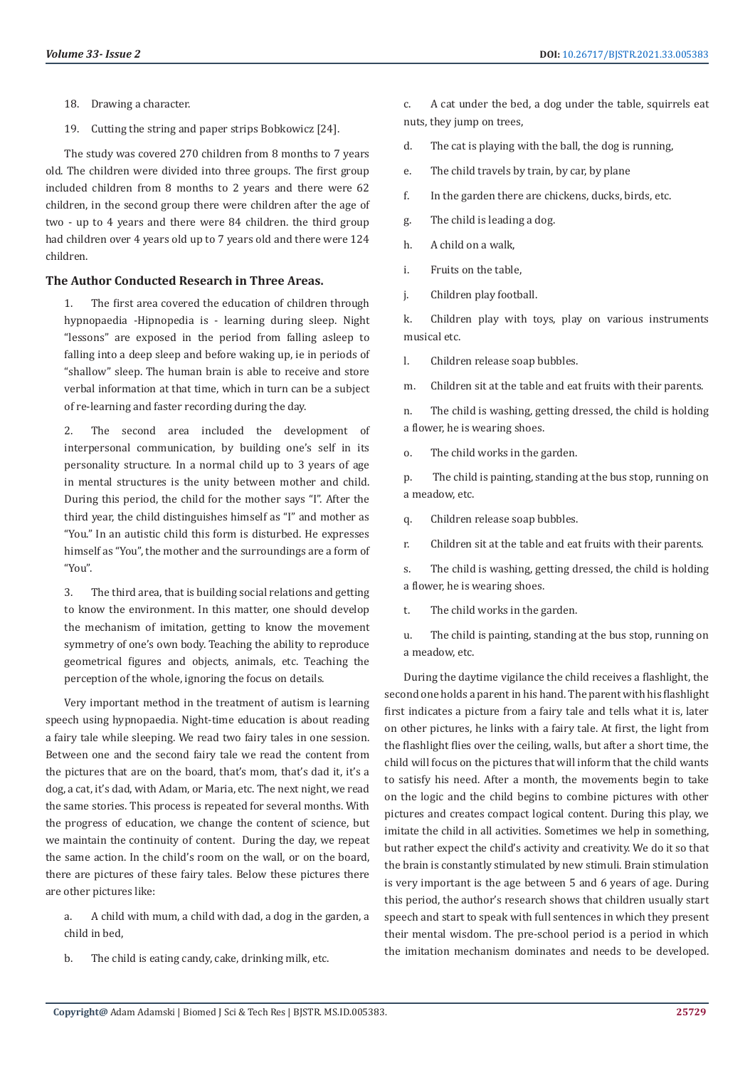18. Drawing a character.

19. Cutting the string and paper strips Bobkowicz [24].

The study was covered 270 children from 8 months to 7 years old. The children were divided into three groups. The first group included children from 8 months to 2 years and there were 62 children, in the second group there were children after the age of two - up to 4 years and there were 84 children. the third group had children over 4 years old up to 7 years old and there were 124 children.

### The Author Conducted Research in Three Areas.

1. The first area covered the education of children through hypnopaedia -Hipnopedia is - learning during sleep. Night "lessons" are exposed in the period from falling asleep to falling into a deep sleep and before waking up, ie in periods of "shallow" sleep. The human brain is able to receive and store verbal information at that time, which in turn can be a subject of re-learning and faster recording during the day.

2. The second area included the development of interpersonal communication, by building one's self in its personality structure. In a normal child up to 3 years of age in mental structures is the unity between mother and child. During this period, the child for the mother says "I". After the third year, the child distinguishes himself as "I" and mother as "You." In an autistic child this form is disturbed. He expresses himself as "You", the mother and the surroundings are a form of "You".

3. The third area, that is building social relations and getting to know the environment. In this matter, one should develop the mechanism of imitation, getting to know the movement symmetry of one's own body. Teaching the ability to reproduce geometrical figures and objects, animals, etc. Teaching the perception of the whole, ignoring the focus on details.

Very important method in the treatment of autism is learning speech using hypnopaedia. Night-time education is about reading a fairy tale while sleeping. We read two fairy tales in one session. Between one and the second fairy tale we read the content from the pictures that are on the board, that's mom, that's dad it, it's a dog, a cat, it's dad, with Adam, or Maria, etc. The next night, we read the same stories. This process is repeated for several months. With the progress of education, we change the content of science, but we maintain the continuity of content. During the day, we repeat the same action. In the child's room on the wall, or on the board, there are pictures of these fairy tales. Below these pictures there are other pictures like:

a. A child with mum, a child with dad, a dog in the garden, a child in bed,

b. The child is eating candy, cake, drinking milk, etc.

c. A cat under the bed, a dog under the table, squirrels eat nuts, they jump on trees,

d. The cat is playing with the ball, the dog is running,

e. The child travels by train, by car, by plane

f. In the garden there are chickens, ducks, birds, etc.

g. The child is leading a dog.

h. A child on a walk,

i. Fruits on the table,

j. Children play football.

k. Children play with toys, play on various instruments musical etc.

l. Children release soap bubbles.

m. Children sit at the table and eat fruits with their parents.

n. The child is washing, getting dressed, the child is holding a flower, he is wearing shoes.

o. The child works in the garden.

p. The child is painting, standing at the bus stop, running on a meadow, etc.

q. Children release soap bubbles.

r. Children sit at the table and eat fruits with their parents.

s. The child is washing, getting dressed, the child is holding a flower, he is wearing shoes.

t. The child works in the garden.

u. The child is painting, standing at the bus stop, running on a meadow, etc.

During the daytime vigilance the child receives a flashlight, the second one holds a parent in his hand. The parent with his flashlight first indicates a picture from a fairy tale and tells what it is, later on other pictures, he links with a fairy tale. At first, the light from the flashlight flies over the ceiling, walls, but after a short time, the child will focus on the pictures that will inform that the child wants to satisfy his need. After a month, the movements begin to take on the logic and the child begins to combine pictures with other pictures and creates compact logical content. During this play, we imitate the child in all activities. Sometimes we help in something, but rather expect the child's activity and creativity. We do it so that the brain is constantly stimulated by new stimuli. Brain stimulation is very important is the age between 5 and 6 years of age. During this period, the author's research shows that children usually start speech and start to speak with full sentences in which they present their mental wisdom. The pre-school period is a period in which the imitation mechanism dominates and needs to be developed.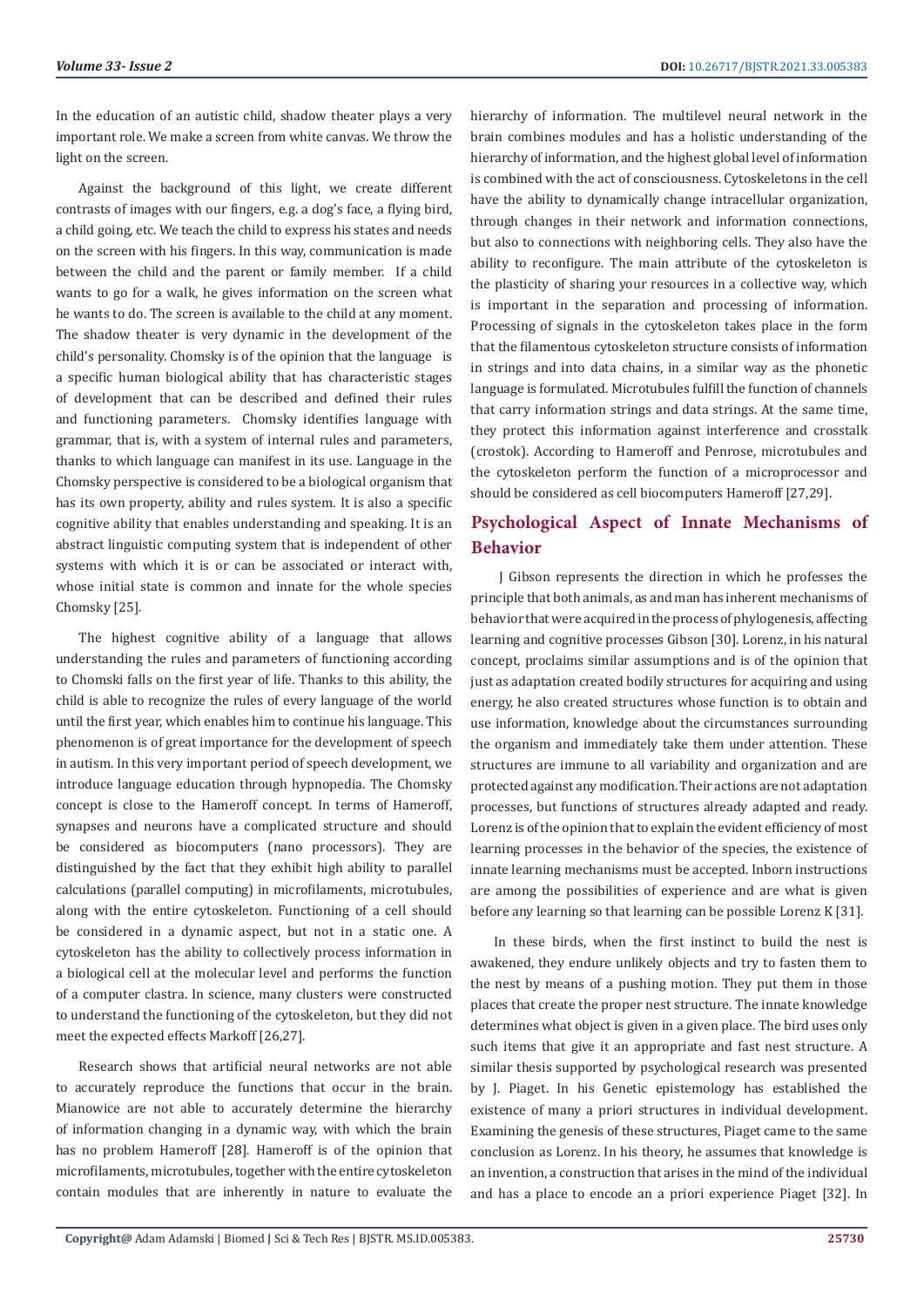In the education of an autistic child, shadow theater plays a very important role. We make a screen from white canvas. We throw the light on the screen.

Against the background of this light, we create different contrasts of images with our fingers, e.g. a dog's face, a flying bird, a child going, etc. We teach the child to express his states and needs on the screen with his fingers. In this way, communication is made between the child and the parent or family member. If a child wants to go for a walk, he gives information on the screen what he wants to do. The screen is available to the child at any moment. The shadow theater is very dynamic in the development of the child's personality. Chomsky is of the opinion that the language is a specific human biological ability that has characteristic stages of development that can be described and defined their rules and functioning parameters. Chomsky identifies language with grammar, that is, with a system of internal rules and parameters, thanks to which language can manifest in its use. Language in the Chomsky perspective is considered to be a biological organism that has its own property, ability and rules system. It is also a specific cognitive ability that enables understanding and speaking. It is an abstract linguistic computing system that is independent of other systems with which it is or can be associated or interact with, whose initial state is common and innate for the whole species Chomsky [25].

The highest cognitive ability of a language that allows understanding the rules and parameters of functioning according to Chomski falls on the first year of life. Thanks to this ability, the child is able to recognize the rules of every language of the world until the first year, which enables him to continue his language. This phenomenon is of great importance for the development of speech in autism. In this very important period of speech development, we introduce language education through hypnopedia. The Chomsky concept is close to the Hameroff concept. In terms of Hameroff, synapses and neurons have a complicated structure and should be considered as biocomputers (nano processors). They are distinguished by the fact that they exhibit high ability to parallel calculations (parallel computing) in microfilaments, microtubules, along with the entire cytoskeleton. Functioning of a cell should be considered in a dynamic aspect, but not in a static one. A cytoskeleton has the ability to collectively process information in a biological cell at the molecular level and performs the function of a computer clastra. In science, many clusters were constructed to understand the functioning of the cytoskeleton, but they did not meet the expected effects Markoff [26,27].

Research shows that artificial neural networks are not able to accurately reproduce the functions that occur in the brain. Mianowice are not able to accurately determine the hierarchy of information changing in a dynamic way, with which the brain has no problem Hameroff [28]. Hameroff is of the opinion that microfilaments, microtubules, together with the entire cytoskeleton contain modules that are inherently in nature to evaluate the hierarchy of information. The multilevel neural network in the brain combines modules and has a holistic understanding of the hierarchy of information, and the highest global level of information is combined with the act of consciousness. Cytoskeletons in the cell have the ability to dynamically change intracellular organization, through changes in their network and information connections, but also to connections with neighboring cells. They also have the ability to reconfigure. The main attribute of the cytoskeleton is the plasticity of sharing your resources in a collective way, which is important in the separation and processing of information. Processing of signals in the cytoskeleton takes place in the form that the filamentous cytoskeleton structure consists of information in strings and into data chains, in a similar way as the phonetic language is formulated. Microtubules fulfill the function of channels that carry information strings and data strings. At the same time, they protect this information against interference and crosstalk (crostok). According to Hameroff and Penrose, microtubules and the cytoskeleton perform the function of a microprocessor and should be considered as cell biocomputers Hameroff [27,29].

## Psychological Aspect of Innate Mechanisms of Behavior

J Gibson represents the direction in which he professes the principle that both animals, as and man has inherent mechanisms of behavior that were acquired in the process of phylogenesis, affecting learning and cognitive processes Gibson [30]. Lorenz, in his natural concept, proclaims similar assumptions and is of the opinion that just as adaptation created bodily structures for acquiring and using energy, he also created structures whose function is to obtain and use information, knowledge about the circumstances surrounding the organism and immediately take them under attention. These structures are immune to all variability and organization and are protected against any modification. Their actions are not adaptation processes, but functions of structures already adapted and ready. Lorenz is of the opinion that to explain the evident efficiency of most learning processes in the behavior of the species, the existence of innate learning mechanisms must be accepted. Inborn instructions are among the possibilities of experience and are what is given before any learning so that learning can be possible Lorenz K [31].

In these birds, when the first instinct to build the nest is awakened, they endure unlikely objects and try to fasten them to the nest by means of a pushing motion. They put them in those places that create the proper nest structure. The innate knowledge determines what object is given in a given place. The bird uses only such items that give it an appropriate and fast nest structure. A similar thesis supported by psychological research was presented by J. Piaget. In his Genetic epistemology has established the existence of many a priori structures in individual development. Examining the genesis of these structures, Piaget came to the same conclusion as Lorenz. In his theory, he assumes that knowledge is an invention, a construction that arises in the mind of the individual and has a place to encode an a priori experience Piaget [32]. In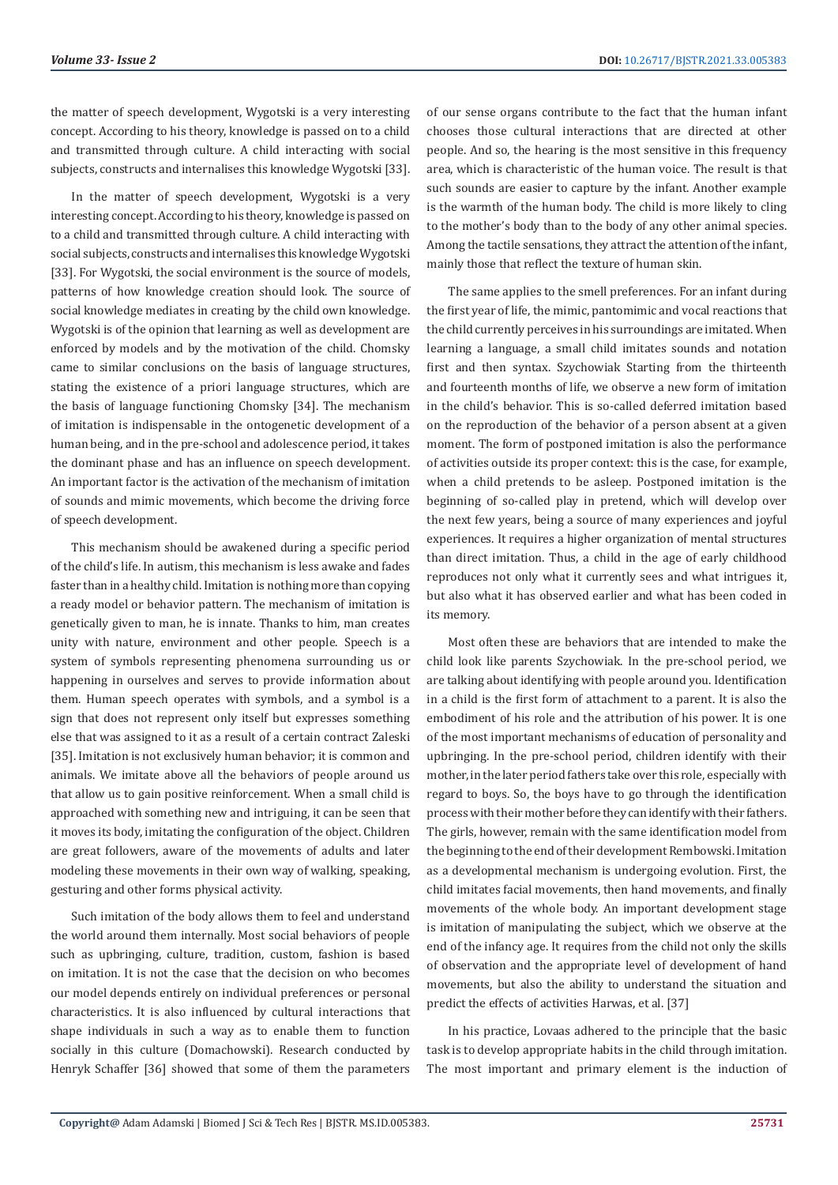the matter of speech development, Wygotski is a very interesting concept. According to his theory, knowledge is passed on to a child and transmitted through culture. A child interacting with social subjects, constructs and internalises this knowledge Wygotski [33].

In the matter of speech development, Wygotski is a very interesting concept. According to his theory, knowledge is passed on to a child and transmitted through culture. A child interacting with social subjects, constructs and internalises this knowledge Wygotski [33]. For Wygotski, the social environment is the source of models, patterns of how knowledge creation should look. The source of social knowledge mediates in creating by the child own knowledge. Wygotski is of the opinion that learning as well as development are enforced by models and by the motivation of the child. Chomsky came to similar conclusions on the basis of language structures, stating the existence of a priori language structures, which are the basis of language functioning Chomsky [34]. The mechanism of imitation is indispensable in the ontogenetic development of a human being, and in the pre-school and adolescence period, it takes the dominant phase and has an influence on speech development. An important factor is the activation of the mechanism of imitation of sounds and mimic movements, which become the driving force of speech development.

This mechanism should be awakened during a specific period of the child's life. In autism, this mechanism is less awake and fades faster than in a healthy child. Imitation is nothing more than copying a ready model or behavior pattern. The mechanism of imitation is genetically given to man, he is innate. Thanks to him, man creates unity with nature, environment and other people. Speech is a system of symbols representing phenomena surrounding us or happening in ourselves and serves to provide information about them. Human speech operates with symbols, and a symbol is a sign that does not represent only itself but expresses something else that was assigned to it as a result of a certain contract Zaleski [35]. Imitation is not exclusively human behavior; it is common and animals. We imitate above all the behaviors of people around us that allow us to gain positive reinforcement. When a small child is approached with something new and intriguing, it can be seen that it moves its body, imitating the configuration of the object. Children are great followers, aware of the movements of adults and later modeling these movements in their own way of walking, speaking, gesturing and other forms physical activity.

Such imitation of the body allows them to feel and understand the world around them internally. Most social behaviors of people such as upbringing, culture, tradition, custom, fashion is based on imitation. It is not the case that the decision on who becomes our model depends entirely on individual preferences or personal characteristics. It is also influenced by cultural interactions that shape individuals in such a way as to enable them to function socially in this culture (Domachowski). Research conducted by Henryk Schaffer [36] showed that some of them the parameters of our sense organs contribute to the fact that the human infant chooses those cultural interactions that are directed at other people. And so, the hearing is the most sensitive in this frequency area, which is characteristic of the human voice. The result is that such sounds are easier to capture by the infant. Another example is the warmth of the human body. The child is more likely to cling to the mother's body than to the body of any other animal species. Among the tactile sensations, they attract the attention of the infant, mainly those that reflect the texture of human skin.

The same applies to the smell preferences. For an infant during the first year of life, the mimic, pantomimic and vocal reactions that the child currently perceives in his surroundings are imitated. When learning a language, a small child imitates sounds and notation first and then syntax. Szychowiak Starting from the thirteenth and fourteenth months of life, we observe a new form of imitation in the child's behavior. This is so-called deferred imitation based on the reproduction of the behavior of a person absent at a given moment. The form of postponed imitation is also the performance of activities outside its proper context: this is the case, for example, when a child pretends to be asleep. Postponed imitation is the beginning of so-called play in pretend, which will develop over the next few years, being a source of many experiences and joyful experiences. It requires a higher organization of mental structures than direct imitation. Thus, a child in the age of early childhood reproduces not only what it currently sees and what intrigues it, but also what it has observed earlier and what has been coded in its memory.

Most often these are behaviors that are intended to make the child look like parents Szychowiak. In the pre-school period, we are talking about identifying with people around you. Identification in a child is the first form of attachment to a parent. It is also the embodiment of his role and the attribution of his power. It is one of the most important mechanisms of education of personality and upbringing. In the pre-school period, children identify with their mother, in the later period fathers take over this role, especially with regard to boys. So, the boys have to go through the identification process with their mother before they can identify with their fathers. The girls, however, remain with the same identification model from the beginning to the end of their development Rembowski. Imitation as a developmental mechanism is undergoing evolution. First, the child imitates facial movements, then hand movements, and finally movements of the whole body. An important development stage is imitation of manipulating the subject, which we observe at the end of the infancy age. It requires from the child not only the skills of observation and the appropriate level of development of hand movements, but also the ability to understand the situation and predict the effects of activities Harwas, et al. [37]

In his practice, Lovaas adhered to the principle that the basic task is to develop appropriate habits in the child through imitation. The most important and primary element is the induction of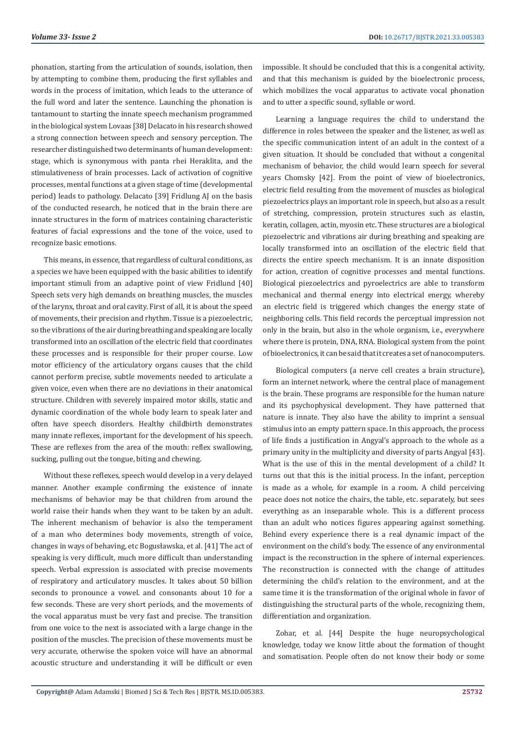phonation, starting from the articulation of sounds, isolation, then by attempting to combine them, producing the first syllables and words in the process of imitation, which leads to the utterance of the full word and later the sentence. Launching the phonation is tantamount to starting the innate speech mechanism programmed in the biological system Lovaas [38] Delacato in his research showed a strong connection between speech and sensory perception. The researcher distinguished two determinants of human development: stage, which is synonymous with panta rhei Heraklita, and the stimulativeness of brain processes. Lack of activation of cognitive processes, mental functions at a given stage of time (developmental period) leads to pathology. Delacato [39] Fridlung AJ on the basis of the conducted research, he noticed that in the brain there are innate structures in the form of matrices containing characteristic features of facial expressions and the tone of the voice, used to recognize basic emotions.

This means, in essence, that regardless of cultural conditions, as a species we have been equipped with the basic abilities to identify important stimuli from an adaptive point of view Fridlund [40] Speech sets very high demands on breathing muscles, the muscles of the larynx, throat and oral cavity. First of all, it is about the speed of movements, their precision and rhythm. Tissue is a piezoelectric, so the vibrations of the air during breathing and speaking are locally transformed into an oscillation of the electric field that coordinates these processes and is responsible for their proper course. Low motor efficiency of the articulatory organs causes that the child cannot perform precise, subtle movements needed to articulate a given voice, even when there are no deviations in their anatomical structure. Children with severely impaired motor skills, static and dynamic coordination of the whole body learn to speak later and often have speech disorders. Healthy childbirth demonstrates many innate reflexes, important for the development of his speech. These are reflexes from the area of the mouth: reflex swallowing, sucking, pulling out the tongue, biting and chewing.

Without these reflexes, speech would develop in a very delayed manner. Another example confirming the existence of innate mechanisms of behavior may be that children from around the world raise their hands when they want to be taken by an adult. The inherent mechanism of behavior is also the temperament of a man who determines body movements, strength of voice, changes in ways of behaving, etc Bogusławska, et al. [41] The act of speaking is very difficult, much more difficult than understanding speech. Verbal expression is associated with precise movements of respiratory and articulatory muscles. It takes about 50 billion seconds to pronounce a vowel. and consonants about 10 for a few seconds. These are very short periods, and the movements of the vocal apparatus must be very fast and precise. The transition from one voice to the next is associated with a large change in the position of the muscles. The precision of these movements must be very accurate, otherwise the spoken voice will have an abnormal acoustic structure and understanding it will be difficult or even impossible. It should be concluded that this is a congenital activity, and that this mechanism is guided by the bioelectronic process, which mobilizes the vocal apparatus to activate vocal phonation and to utter a specific sound, syllable or word.

Learning a language requires the child to understand the difference in roles between the speaker and the listener, as well as the specific communication intent of an adult in the context of a given situation. It should be concluded that without a congenital mechanism of behavior, the child would learn speech for several years Chomsky [42]. From the point of view of bioelectronics, electric field resulting from the movement of muscles as biological piezoelectrics plays an important role in speech, but also as a result of stretching, compression, protein structures such as elastin, keratin, collagen, actin, myosin etc. These structures are a biological piezoelectric and vibrations air during breathing and speaking are locally transformed into an oscillation of the electric field that directs the entire speech mechanism. It is an innate disposition for action, creation of cognitive processes and mental functions. Biological piezoelectrics and pyroelectrics are able to transform mechanical and thermal energy into electrical energy, whereby an electric field is triggered which changes the energy state of neighboring cells. This field records the perceptual impression not only in the brain, but also in the whole organism, i.e., everywhere where there is protein, DNA, RNA. Biological system from the point of bioelectronics, it can be said that it creates a set of nanocomputers.

Biological computers (a nerve cell creates a brain structure), form an internet network, where the central place of management is the brain. These programs are responsible for the human nature and its psychophysical development. They have patterned that nature is innate. They also have the ability to imprint a sensual stimulus into an empty pattern space. In this approach, the process of life finds a justification in Angyal's approach to the whole as a primary unity in the multiplicity and diversity of parts Angyal [43]. What is the use of this in the mental development of a child? It turns out that this is the initial process. In the infant, perception is made as a whole, for example in a room. A child perceiving peace does not notice the chairs, the table, etc. separately, but sees everything as an inseparable whole. This is a different process than an adult who notices figures appearing against something. Behind every experience there is a real dynamic impact of the environment on the child's body. The essence of any environmental impact is the reconstruction in the sphere of internal experiences. The reconstruction is connected with the change of attitudes determining the child's relation to the environment, and at the same time it is the transformation of the original whole in favor of distinguishing the structural parts of the whole, recognizing them, differentiation and organization.

Zohar, et al. [44] Despite the huge neuropsychological knowledge, today we know little about the formation of thought and somatisation. People often do not know their body or some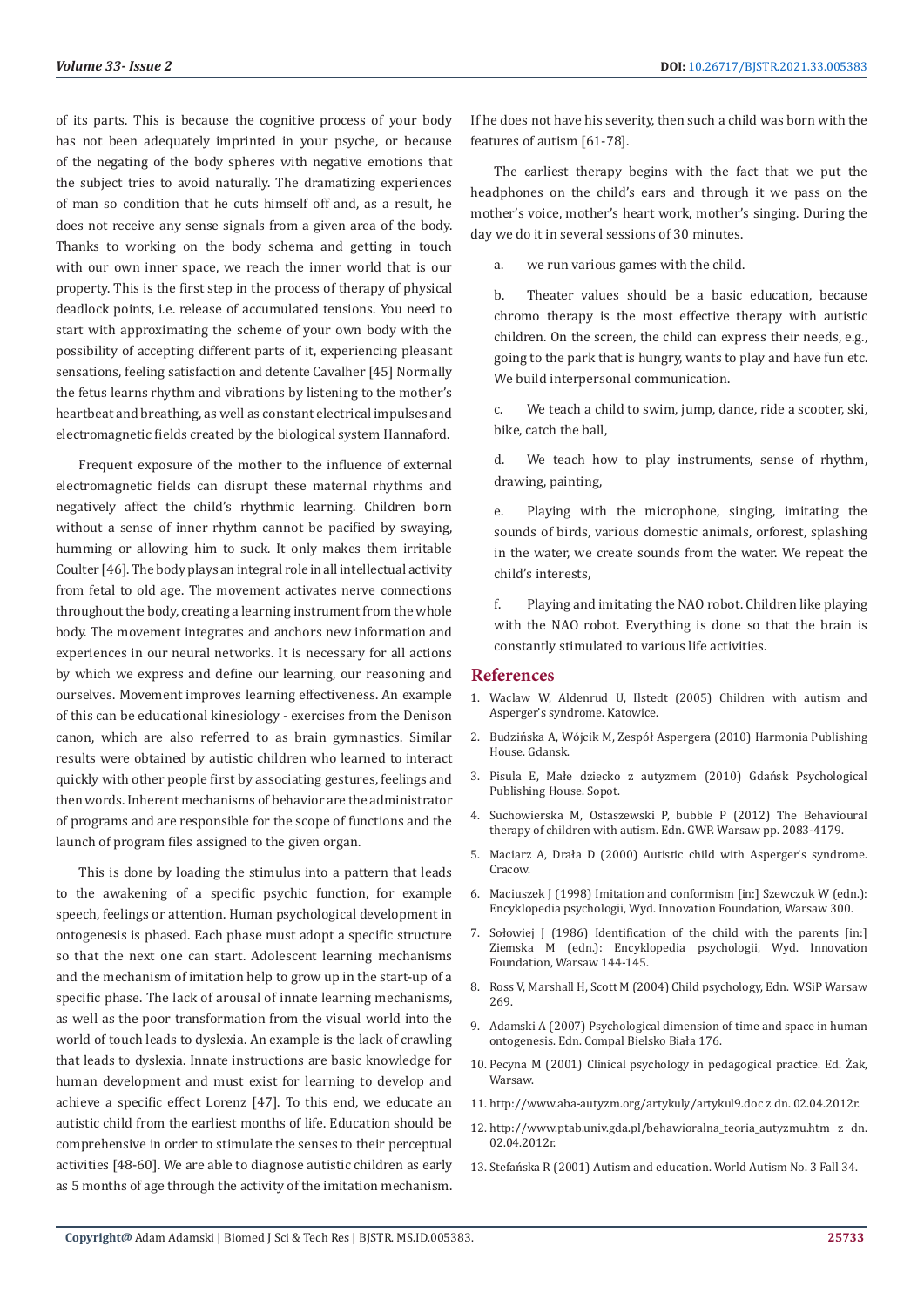of its parts. This is because the cognitive process of your body has not been adequately imprinted in your psyche, or because of the negating of the body spheres with negative emotions that the subject tries to avoid naturally. The dramatizing experiences of man so condition that he cuts himself off and, as a result, he does not receive any sense signals from a given area of the body. Thanks to working on the body schema and getting in touch with our own inner space, we reach the inner world that is our property. This is the first step in the process of therapy of physical deadlock points, i.e. release of accumulated tensions. You need to start with approximating the scheme of your own body with the possibility of accepting different parts of it, experiencing pleasant sensations, feeling satisfaction and detente Cavalher [45] Normally the fetus learns rhythm and vibrations by listening to the mother's heartbeat and breathing, as well as constant electrical impulses and electromagnetic fields created by the biological system Hannaford.

Frequent exposure of the mother to the influence of external electromagnetic fields can disrupt these maternal rhythms and negatively affect the child's rhythmic learning. Children born without a sense of inner rhythm cannot be pacified by swaying, humming or allowing him to suck. It only makes them irritable Coulter [46]. The body plays an integral role in all intellectual activity from fetal to old age. The movement activates nerve connections throughout the body, creating a learning instrument from the whole body. The movement integrates and anchors new information and experiences in our neural networks. It is necessary for all actions by which we express and define our learning, our reasoning and ourselves. Movement improves learning effectiveness. An example of this can be educational kinesiology - exercises from the Denison canon, which are also referred to as brain gymnastics. Similar results were obtained by autistic children who learned to interact quickly with other people first by associating gestures, feelings and then words. Inherent mechanisms of behavior are the administrator of programs and are responsible for the scope of functions and the launch of program files assigned to the given organ.

This is done by loading the stimulus into a pattern that leads to the awakening of a specific psychic function, for example speech, feelings or attention. Human psychological development in ontogenesis is phased. Each phase must adopt a specific structure so that the next one can start. Adolescent learning mechanisms and the mechanism of imitation help to grow up in the start-up of a specific phase. The lack of arousal of innate learning mechanisms, as well as the poor transformation from the visual world into the world of touch leads to dyslexia. An example is the lack of crawling that leads to dyslexia. Innate instructions are basic knowledge for human development and must exist for learning to develop and achieve a specific effect Lorenz [47]. To this end, we educate an autistic child from the earliest months of life. Education should be comprehensive in order to stimulate the senses to their perceptual activities [48-60]. We are able to diagnose autistic children as early as 5 months of age through the activity of the imitation mechanism. If he does not have his severity, then such a child was born with the features of autism [61-78].

The earliest therapy begins with the fact that we put the headphones on the child's ears and through it we pass on the mother's voice, mother's heart work, mother's singing. During the day we do it in several sessions of 30 minutes.

a. we run various games with the child.

b. Theater values should be a basic education, because chromo therapy is the most effective therapy with autistic children. On the screen, the child can express their needs, e.g., going to the park that is hungry, wants to play and have fun etc. We build interpersonal communication.

c. We teach a child to swim, jump, dance, ride a scooter, ski, bike, catch the ball,

d. We teach how to play instruments, sense of rhythm, drawing, painting,

e. Playing with the microphone, singing, imitating the sounds of birds, various domestic animals, orforest, splashing in the water, we create sounds from the water. We repeat the child's interests,

f. Playing and imitating the NAO robot. Children like playing with the NAO robot. Everything is done so that the brain is constantly stimulated to various life activities.

## References

1. Waclaw W, Aldenrud U, Ilstedt (2005) Children with autism and Asperger's syndrome. Katowice.
2. Budzińska A, Wójcik M, Zespół Aspergera (2010) Harmonia Publishing House. Gdansk.
3. Pisula E, Małe dziecko z autyzmem (2010) Gdańsk Psychological Publishing House. Sopot.
4. Suchowierska M, Ostaszewski P, bubble P (2012) The Behavioural therapy of children with autism. Edn. GWP. Warsaw pp. 2083-4179.
5. Maciarz A, Drała D (2000) Autistic child with Asperger's syndrome. Cracow.
6. Maciuszek J (1998) Imitation and conformism [in:] Szewczuk W (edn.): Encyklopedia psychologii, Wyd. Innovation Foundation, Warsaw 300.
7. Sołowiej J (1986) Identification of the child with the parents [in:] Ziemska M (edn.): Encyklopedia psychologii, Wyd. Innovation Foundation, Warsaw 144-145.
8. Ross V, Marshall H, Scott M (2004) Child psychology, Edn. WSiP Warsaw 269.
9. Adamski A (2007) Psychological dimension of time and space in human ontogenesis. Edn. Compal Bielsko Biała 176.
10. Pecyna M (2001) Clinical psychology in pedagogical practice. Ed. Żak, Warsaw.
11. http://www.aba-autyzm.org/artykuly/artykul9.doc z dn. 02.04.2012r.
12. http://www.ptab.univ.gda.pl/behawioralna_teoria_autyzmu.htm z dn. 02.04.2012r.
13. Stefańska R (2001) Autism and education. World Autism No. 3 Fall 34.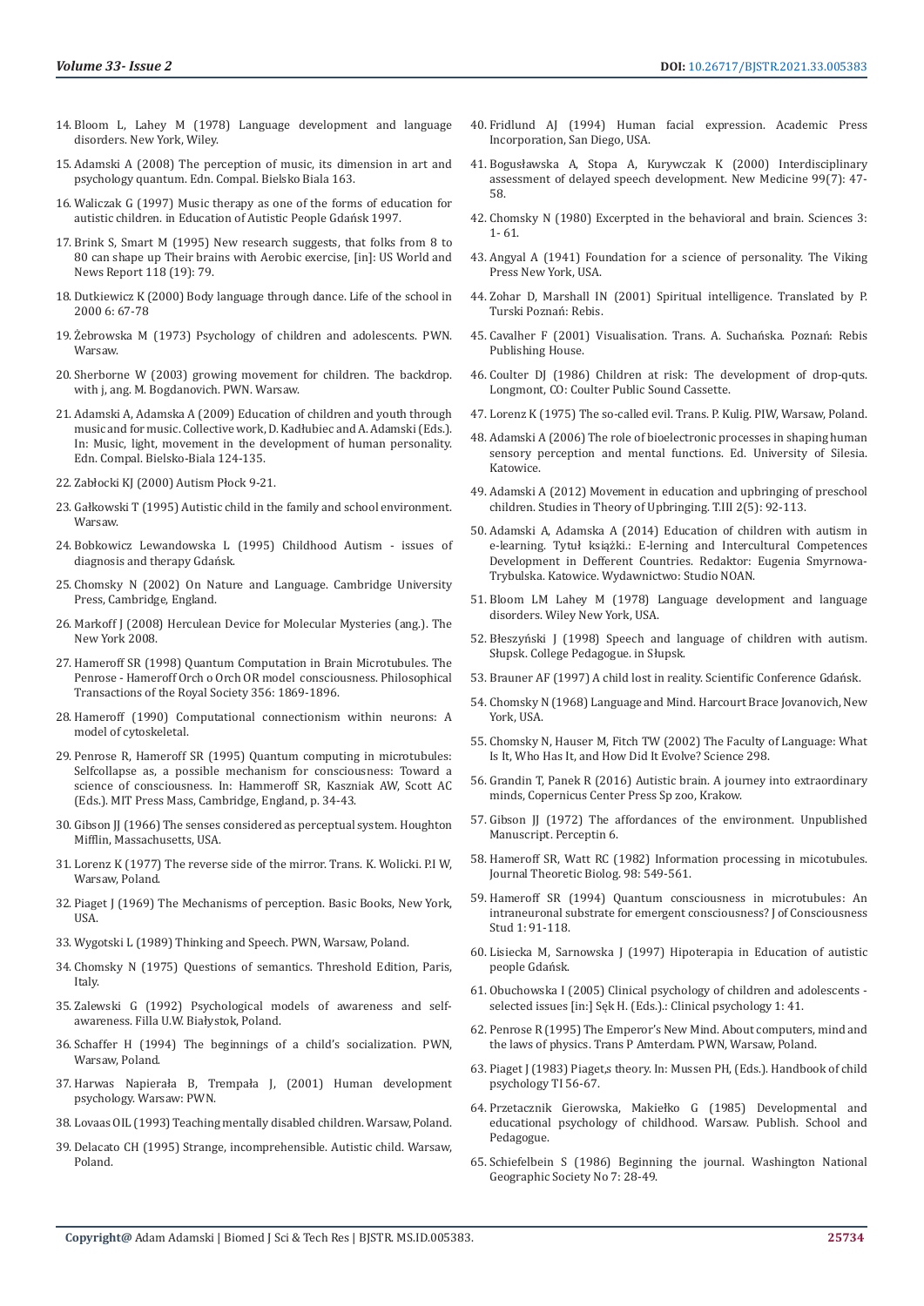14. Bloom L, Lahey M (1978) Language development and language disorders. New York, Wiley.
15. Adamski A (2008) The perception of music, its dimension in art and psychology quantum. Edn. Compal. Bielsko Biala 163.
16. Waliczak G (1997) Music therapy as one of the forms of education for autistic children. in Education of Autistic People Gdańsk 1997.
17. Brink S, Smart M (1995) New research suggests, that folks from 8 to 80 can shape up Their brains with Aerobic exercise, [in]: US World and News Report 118 (19): 79.
18. Dutkiewicz K (2000) Body language through dance. Life of the school in 2000 6: 67-78
19. Żebrowska M (1973) Psychology of children and adolescents. PWN. Warsaw.
20. Sherborne W (2003) growing movement for children. The backdrop. with j, ang. M. Bogdanovich. PWN. Warsaw.
21. Adamski A, Adamska A (2009) Education of children and youth through music and for music. Collective work, D. Kadłubiec and A. Adamski (Eds.). In: Music, light, movement in the development of human personality. Edn. Compal. Bielsko-Biala 124-135.
22. Zabłocki KJ (2000) Autism Płock 9-21.
23. Gałkowski T (1995) Autistic child in the family and school environment. Warsaw.
24. Bobkowicz Lewandowska L (1995) Childhood Autism - issues of diagnosis and therapy Gdańsk.
25. Chomsky N (2002) On Nature and Language. Cambridge University Press, Cambridge, England.
26. Markoff J (2008) Herculean Device for Molecular Mysteries (ang.). The New York 2008.
27. Hameroff SR (1998) Quantum Computation in Brain Microtubules. The Penrose - Hameroff Orch o Orch OR model consciousness. Philosophical Transactions of the Royal Society 356: 1869-1896.
28. Hameroff (1990) Computational connectionism within neurons: A model of cytoskeletal.
29. Penrose R, Hameroff SR (1995) Quantum computing in microtubules: Selfcollapse as, a possible mechanism for consciousness: Toward a science of consciousness. In: Hammeroff SR, Kaszniak AW, Scott AC (Eds.). MIT Press Mass, Cambridge, England, p. 34-43.
30. Gibson JJ (1966) The senses considered as perceptual system. Houghton Mifflin, Massachusetts, USA.
31. Lorenz K (1977) The reverse side of the mirror. Trans. K. Wolicki. P.I W, Warsaw, Poland.
32. Piaget J (1969) The Mechanisms of perception. Basic Books, New York, USA.
33. Wygotski L (1989) Thinking and Speech. PWN, Warsaw, Poland.
34. Chomsky N (1975) Questions of semantics. Threshold Edition, Paris, Italy.
35. Zalewski G (1992) Psychological models of awareness and self-awareness. Filla U.W. Białystok, Poland.
36. Schaffer H (1994) The beginnings of a child's socialization. PWN, Warsaw, Poland.
37. Harwas Napierała B, Trempała J, (2001) Human development psychology. Warsaw: PWN.
38. Lovaas OIL (1993) Teaching mentally disabled children. Warsaw, Poland.
39. Delacato CH (1995) Strange, incomprehensible. Autistic child. Warsaw, Poland.
40. Fridlund AJ (1994) Human facial expression. Academic Press Incorporation, San Diego, USA.
41. Bogusławska A, Stopa A, Kurywczak K (2000) Interdisciplinary assessment of delayed speech development. New Medicine 99(7): 47-58.
42. Chomsky N (1980) Excerpted in the behavioral and brain. Sciences 3: 1- 61.
43. Angyal A (1941) Foundation for a science of personality. The Viking Press New York, USA.
44. Zohar D, Marshall IN (2001) Spiritual intelligence. Translated by P. Turski Poznań: Rebis.
45. Cavalher F (2001) Visualisation. Trans. A. Suchańska. Poznań: Rebis Publishing House.
46. Coulter DJ (1986) Children at risk: The development of drop-quts. Longmont, CO: Coulter Public Sound Cassette.
47. Lorenz K (1975) The so-called evil. Trans. P. Kulig. PIW, Warsaw, Poland.
48. Adamski A (2006) The role of bioelectronic processes in shaping human sensory perception and mental functions. Ed. University of Silesia. Katowice.
49. Adamski A (2012) Movement in education and upbringing of preschool children. Studies in Theory of Upbringing. T.III 2(5): 92-113.
50. Adamski A, Adamska A (2014) Education of children with autism in e-learning. Tytuł książki.: E-lerning and Intercultural Competences Development in Defferent Countries. Redaktor: Eugenia Smyrnowa-Trybulska. Katowice. Wydawnictwo: Studio NOAN.
51. Bloom LM Lahey M (1978) Language development and language disorders. Wiley New York, USA.
52. Błeszyński J (1998) Speech and language of children with autism. Słupsk. College Pedagogue. in Słupsk.
53. Brauner AF (1997) A child lost in reality. Scientific Conference Gdańsk.
54. Chomsky N (1968) Language and Mind. Harcourt Brace Jovanovich, New York, USA.
55. Chomsky N, Hauser M, Fitch TW (2002) The Faculty of Language: What Is It, Who Has It, and How Did It Evolve? Science 298.
56. Grandin T, Panek R (2016) Autistic brain. A journey into extraordinary minds, Copernicus Center Press Sp zoo, Krakow.
57. Gibson JJ (1972) The affordances of the environment. Unpublished Manuscript. Perceptin 6.
58. Hameroff SR, Watt RC (1982) Information processing in micotubules. Journal Theoretic Biolog. 98: 549-561.
59. Hameroff SR (1994) Quantum consciousness in microtubules: An intraneuronal substrate for emergent consciousness? J of Consciousness Stud 1: 91-118.
60. Lisiecka M, Sarnowska J (1997) Hipoterapia in Education of autistic people Gdańsk.
61. Obuchowska I (2005) Clinical psychology of children and adolescents - selected issues [in:] Sęk H. (Eds.).: Clinical psychology 1: 41.
62. Penrose R (1995) The Emperor's New Mind. About computers, mind and the laws of physics. Trans P Amterdam. PWN, Warsaw, Poland.
63. Piaget J (1983) Piaget,s theory. In: Mussen PH, (Eds.). Handbook of child psychology TI 56-67.
64. Przetacznik Gierowska, Makiełko G (1985) Developmental and educational psychology of childhood. Warsaw. Publish. School and Pedagogue.
65. Schiefelbein S (1986) Beginning the journal. Washington National Geographic Society No 7: 28-49.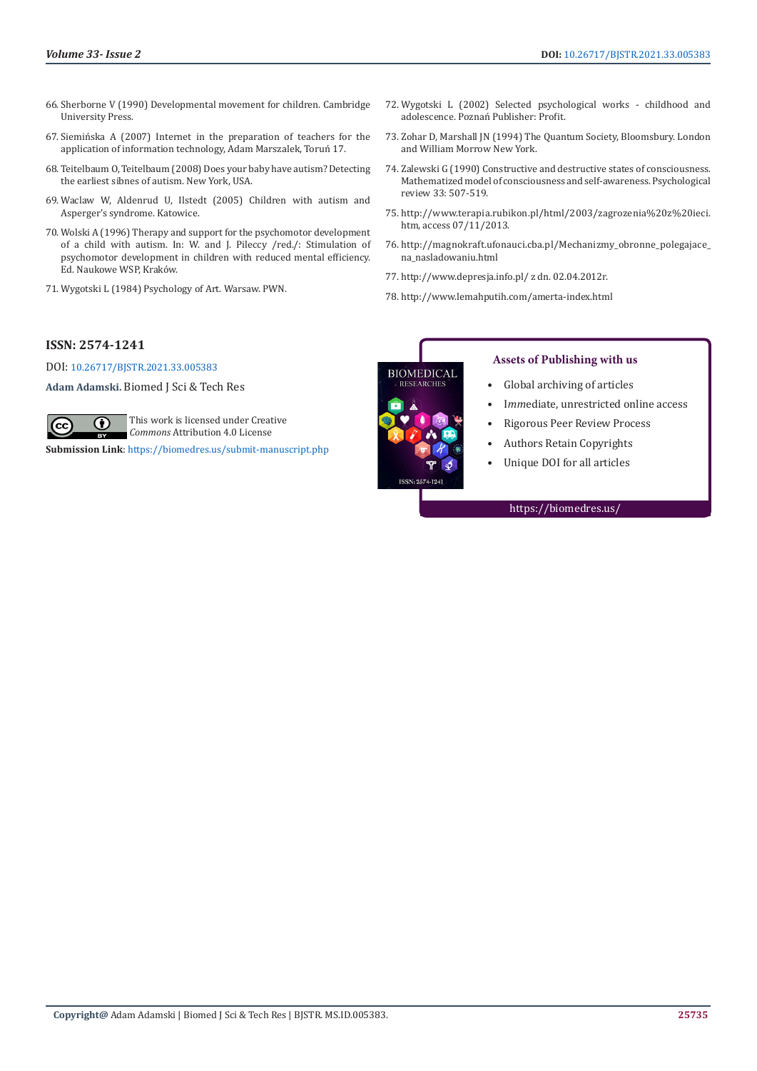66. Sherborne V (1990) Developmental movement for children. Cambridge University Press.
67. Siemińska A (2007) Internet in the preparation of teachers for the application of information technology, Adam Marszalek, Toruń 17.
68. Teitelbaum O, Teitelbaum (2008) Does your baby have autism? Detecting the earliest sibnes of autism. New York, USA.
69. Waclaw W, Aldenrud U, Ilstedt (2005) Children with autism and Asperger's syndrome. Katowice.
70. Wolski A (1996) Therapy and support for the psychomotor development of a child with autism. In: W. and J. Pileccy /red./: Stimulation of psychomotor development in children with reduced mental efficiency. Ed. Naukowe WSP, Kraków.
71. Wygotski L (1984) Psychology of Art. Warsaw. PWN.
72. Wygotski L (2002) Selected psychological works - childhood and adolescence. Poznań Publisher: Profit.
73. Zohar D, Marshall JN (1994) The Quantum Society, Bloomsbury. London and William Morrow New York.
74. Zalewski G (1990) Constructive and destructive states of consciousness. Mathematized model of consciousness and self-awareness. Psychological review 33: 507-519.
75. http://www.terapia.rubikon.pl/html/2003/zagrozenia%20z%20ieci.htm, access 07/11/2013.
76. http://magnokraft.ufonauci.cba.pl/Mechanizmy_obronne_polegajace_na_nasladowaniu.html
77. http://www.depresja.info.pl/ z dn. 02.04.2012r.
78. http://www.lemahputih.com/amerta-index.html

**ISSN: 2574-1241**

DOI: 10.26717/BJSTR.2021.33.005383

**Adam Adamski.** Biomed J Sci & Tech Res

This work is licensed under Creative *Commons* Attribution 4.0 License

**Submission Link**: https://biomedres.us/submit-manuscript.php

BIOMEDICAL RESEARCHES

ISSN: 2574-1241

**Assets of Publishing with us**

- Global archiving of articles
- Immediate, unrestricted online access
- Rigorous Peer Review Process
- Authors Retain Copyrights
- Unique DOI for all articles

https://biomedres.us/